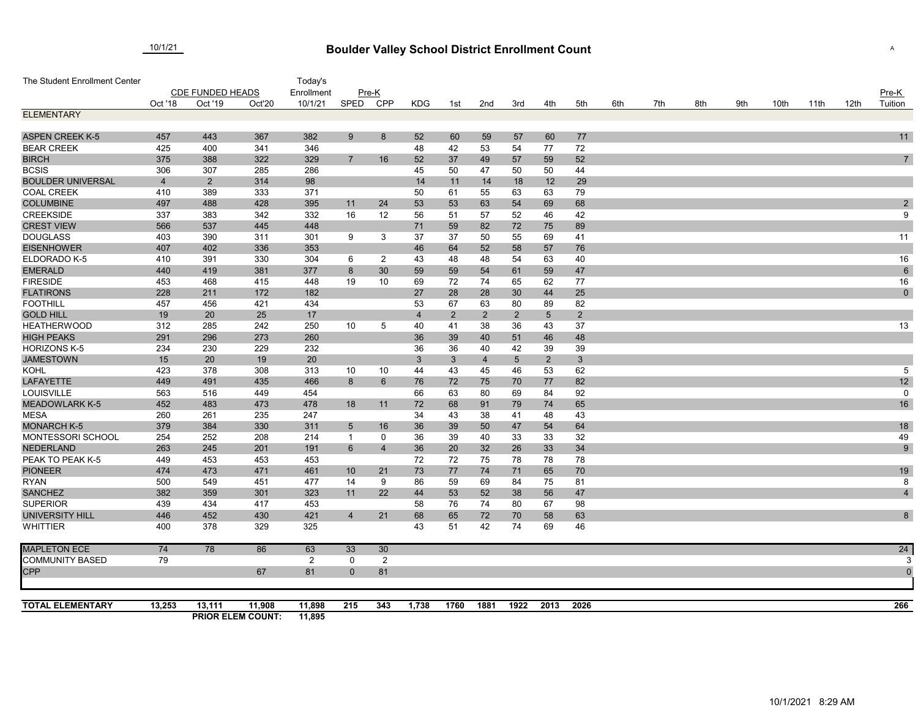10/1/21

# Boulder Valley School District Enrollment Count

A

The Student Enrollment Center

| | CDE FUNDED HEADS | | | Today's Enrollment | Pre-K | | | | | | | | | | | | | | | | Pre-K |
|---|---|---|---|---|---|---|---|---|---|---|---|---|---|---|---|---|---|---|---|---|---|
| | Oct '18 | Oct '19 | Oct'20 | 10/1/21 | SPED | CPP | KDG | 1st | 2nd | 3rd | 4th | 5th | 6th | 7th | 8th | 9th | 10th | 11th | 12th | | Tuition |
| **ELEMENTARY** | | | | | | | | | | | | | | | | | | | | | |
| ASPEN CREEK K-5 | 457 | 443 | 367 | 382 | 9 | 8 | 52 | 60 | 59 | 57 | 60 | 77 | | | | | | | | | 11 |
| BEAR CREEK | 425 | 400 | 341 | 346 | | | 48 | 42 | 53 | 54 | 77 | 72 | | | | | | | | | |
| BIRCH | 375 | 388 | 322 | 329 | 7 | 16 | 52 | 37 | 49 | 57 | 59 | 52 | | | | | | | | | 7 |
| BCSIS | 306 | 307 | 285 | 286 | | | 45 | 50 | 47 | 50 | 50 | 44 | | | | | | | | | |
| BOULDER UNIVERSAL | 4 | 2 | 314 | 98 | | | 14 | 11 | 14 | 18 | 12 | 29 | | | | | | | | | |
| COAL CREEK | 410 | 389 | 333 | 371 | | | 50 | 61 | 55 | 63 | 63 | 79 | | | | | | | | | |
| COLUMBINE | 497 | 488 | 428 | 395 | 11 | 24 | 53 | 53 | 63 | 54 | 69 | 68 | | | | | | | | | 2 |
| CREEKSIDE | 337 | 383 | 342 | 332 | 16 | 12 | 56 | 51 | 57 | 52 | 46 | 42 | | | | | | | | | 9 |
| CREST VIEW | 566 | 537 | 445 | 448 | | | 71 | 59 | 82 | 72 | 75 | 89 | | | | | | | | | |
| DOUGLASS | 403 | 390 | 311 | 301 | 9 | 3 | 37 | 37 | 50 | 55 | 69 | 41 | | | | | | | | | 11 |
| EISENHOWER | 407 | 402 | 336 | 353 | | | 46 | 64 | 52 | 58 | 57 | 76 | | | | | | | | | |
| ELDORADO K-5 | 410 | 391 | 330 | 304 | 6 | 2 | 43 | 48 | 48 | 54 | 63 | 40 | | | | | | | | | 16 |
| EMERALD | 440 | 419 | 381 | 377 | 8 | 30 | 59 | 59 | 54 | 61 | 59 | 47 | | | | | | | | | 6 |
| FIRESIDE | 453 | 468 | 415 | 448 | 19 | 10 | 69 | 72 | 74 | 65 | 62 | 77 | | | | | | | | | 16 |
| FLATIRONS | 228 | 211 | 172 | 182 | | | 27 | 28 | 28 | 30 | 44 | 25 | | | | | | | | | 0 |
| FOOTHILL | 457 | 456 | 421 | 434 | | | 53 | 67 | 63 | 80 | 89 | 82 | | | | | | | | | |
| GOLD HILL | 19 | 20 | 25 | 17 | | | 4 | 2 | 2 | 2 | 5 | 2 | | | | | | | | | |
| HEATHERWOOD | 312 | 285 | 242 | 250 | 10 | 5 | 40 | 41 | 38 | 36 | 43 | 37 | | | | | | | | | 13 |
| HIGH PEAKS | 291 | 296 | 273 | 260 | | | 36 | 39 | 40 | 51 | 46 | 48 | | | | | | | | | |
| HORIZONS K-5 | 234 | 230 | 229 | 232 | | | 36 | 36 | 40 | 42 | 39 | 39 | | | | | | | | | |
| JAMESTOWN | 15 | 20 | 19 | 20 | | | 3 | 3 | 4 | 5 | 2 | 3 | | | | | | | | | |
| KOHL | 423 | 378 | 308 | 313 | 10 | 10 | 44 | 43 | 45 | 46 | 53 | 62 | | | | | | | | | 5 |
| LAFAYETTE | 449 | 491 | 435 | 466 | 8 | 6 | 76 | 72 | 75 | 70 | 77 | 82 | | | | | | | | | 12 |
| LOUISVILLE | 563 | 516 | 449 | 454 | | | 66 | 63 | 80 | 69 | 84 | 92 | | | | | | | | | 0 |
| MEADOWLARK K-5 | 452 | 483 | 473 | 478 | 18 | 11 | 72 | 68 | 91 | 79 | 74 | 65 | | | | | | | | | 16 |
| MESA | 260 | 261 | 235 | 247 | | | 34 | 43 | 38 | 41 | 48 | 43 | | | | | | | | | |
| MONARCH K-5 | 379 | 384 | 330 | 311 | 5 | 16 | 36 | 39 | 50 | 47 | 54 | 64 | | | | | | | | | 18 |
| MONTESSORI SCHOOL | 254 | 252 | 208 | 214 | 1 | 0 | 36 | 39 | 40 | 33 | 33 | 32 | | | | | | | | | 49 |
| NEDERLAND | 263 | 245 | 201 | 191 | 6 | 4 | 36 | 20 | 32 | 26 | 33 | 34 | | | | | | | | | 9 |
| PEAK TO PEAK K-5 | 449 | 453 | 453 | 453 | | | 72 | 72 | 75 | 78 | 78 | 78 | | | | | | | | | |
| PIONEER | 474 | 473 | 471 | 461 | 10 | 21 | 73 | 77 | 74 | 71 | 65 | 70 | | | | | | | | | 19 |
| RYAN | 500 | 549 | 451 | 477 | 14 | 9 | 86 | 59 | 69 | 84 | 75 | 81 | | | | | | | | | 8 |
| SANCHEZ | 382 | 359 | 301 | 323 | 11 | 22 | 44 | 53 | 52 | 38 | 56 | 47 | | | | | | | | | 4 |
| SUPERIOR | 439 | 434 | 417 | 453 | | | 58 | 76 | 74 | 80 | 67 | 98 | | | | | | | | | |
| UNIVERSITY HILL | 446 | 452 | 430 | 421 | 4 | 21 | 68 | 65 | 72 | 70 | 58 | 63 | | | | | | | | | 8 |
| WHITTIER | 400 | 378 | 329 | 325 | | | 43 | 51 | 42 | 74 | 69 | 46 | | | | | | | | | |
| MAPLETON ECE | 74 | 78 | 86 | 63 | 33 | 30 | | | | | | | | | | | | | | | 24 |
| COMMUNITY BASED | 79 | | | 2 | 0 | 2 | | | | | | | | | | | | | | | 3 |
| CPP | | | 67 | 81 | 0 | 81 | | | | | | | | | | | | | | | 0 |
| **TOTAL ELEMENTARY** | **13,253** | **13,111** | **11,908** | **11,898** | **215** | **343** | **1,738** | **1760** | **1881** | **1922** | **2013** | **2026** | | | | | | | | | **266** |
| | | **PRIOR ELEM COUNT:** | | **11,895** | | | | | | | | | | | | | | | | | |

10/1/2021 8:29 AM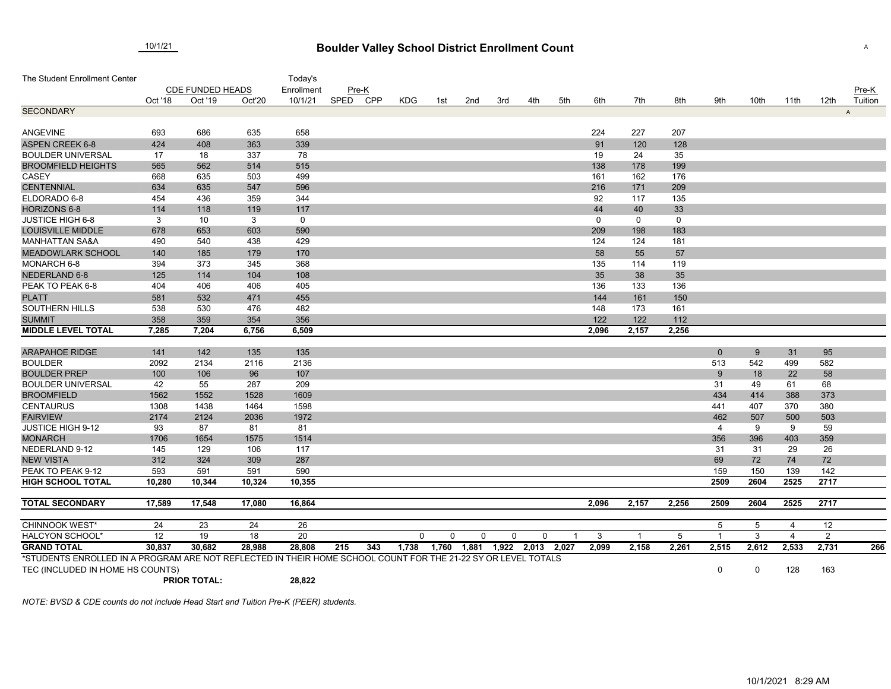# Boulder Valley School District Enrollment Count

10/1/21

| The Student Enrollment Center | CDE FUNDED HEADS | | | Today's Enrollment | Pre-K | | | | | | | | | | | | | | | Pre-K |
|---|---|---|---|---|---|---|---|---|---|---|---|---|---|---|---|---|---|---|---|---|
| | Oct '18 | Oct '19 | Oct'20 | 10/1/21 | SPED | CPP | KDG | 1st | 2nd | 3rd | 4th | 5th | 6th | 7th | 8th | 9th | 10th | 11th | 12th | Tuition |
| **SECONDARY** | | | | | | | | | | | | | | | | | | | | |
| ANGEVINE | 693 | 686 | 635 | 658 | | | | | | | | | 224 | 227 | 207 | | | | | |
| ASPEN CREEK 6-8 | 424 | 408 | 363 | 339 | | | | | | | | | 91 | 120 | 128 | | | | | |
| BOULDER UNIVERSAL | 17 | 18 | 337 | 78 | | | | | | | | | 19 | 24 | 35 | | | | | |
| BROOMFIELD HEIGHTS | 565 | 562 | 514 | 515 | | | | | | | | | 138 | 178 | 199 | | | | | |
| CASEY | 668 | 635 | 503 | 499 | | | | | | | | | 161 | 162 | 176 | | | | | |
| CENTENNIAL | 634 | 635 | 547 | 596 | | | | | | | | | 216 | 171 | 209 | | | | | |
| ELDORADO 6-8 | 454 | 436 | 359 | 344 | | | | | | | | | 92 | 117 | 135 | | | | | |
| HORIZONS 6-8 | 114 | 118 | 119 | 117 | | | | | | | | | 44 | 40 | 33 | | | | | |
| JUSTICE HIGH 6-8 | 3 | 10 | 3 | 0 | | | | | | | | | 0 | 0 | 0 | | | | | |
| LOUISVILLE MIDDLE | 678 | 653 | 603 | 590 | | | | | | | | | 209 | 198 | 183 | | | | | |
| MANHATTAN SA&A | 490 | 540 | 438 | 429 | | | | | | | | | 124 | 124 | 181 | | | | | |
| MEADOWLARK SCHOOL | 140 | 185 | 179 | 170 | | | | | | | | | 58 | 55 | 57 | | | | | |
| MONARCH 6-8 | 394 | 373 | 345 | 368 | | | | | | | | | 135 | 114 | 119 | | | | | |
| NEDERLAND 6-8 | 125 | 114 | 104 | 108 | | | | | | | | | 35 | 38 | 35 | | | | | |
| PEAK TO PEAK 6-8 | 404 | 406 | 406 | 405 | | | | | | | | | 136 | 133 | 136 | | | | | |
| PLATT | 581 | 532 | 471 | 455 | | | | | | | | | 144 | 161 | 150 | | | | | |
| SOUTHERN HILLS | 538 | 530 | 476 | 482 | | | | | | | | | 148 | 173 | 161 | | | | | |
| SUMMIT | 358 | 359 | 354 | 356 | | | | | | | | | 122 | 122 | 112 | | | | | |
| **MIDDLE LEVEL TOTAL** | **7,285** | **7,204** | **6,756** | **6,509** | | | | | | | | | **2,096** | **2,157** | **2,256** | | | | | |
| ARAPAHOE RIDGE | 141 | 142 | 135 | 135 | | | | | | | | | | | | 0 | 9 | 31 | 95 | |
| BOULDER | 2092 | 2134 | 2116 | 2136 | | | | | | | | | | | | 513 | 542 | 499 | 582 | |
| BOULDER PREP | 100 | 106 | 96 | 107 | | | | | | | | | | | | 9 | 18 | 22 | 58 | |
| BOULDER UNIVERSAL | 42 | 55 | 287 | 209 | | | | | | | | | | | | 31 | 49 | 61 | 68 | |
| BROOMFIELD | 1562 | 1552 | 1528 | 1609 | | | | | | | | | | | | 434 | 414 | 388 | 373 | |
| CENTAURUS | 1308 | 1438 | 1464 | 1598 | | | | | | | | | | | | 441 | 407 | 370 | 380 | |
| FAIRVIEW | 2174 | 2124 | 2036 | 1972 | | | | | | | | | | | | 462 | 507 | 500 | 503 | |
| JUSTICE HIGH 9-12 | 93 | 87 | 81 | 81 | | | | | | | | | | | | 4 | 9 | 9 | 59 | |
| MONARCH | 1706 | 1654 | 1575 | 1514 | | | | | | | | | | | | 356 | 396 | 403 | 359 | |
| NEDERLAND 9-12 | 145 | 129 | 106 | 117 | | | | | | | | | | | | 31 | 31 | 29 | 26 | |
| NEW VISTA | 312 | 324 | 309 | 287 | | | | | | | | | | | | 69 | 72 | 74 | 72 | |
| PEAK TO PEAK 9-12 | 593 | 591 | 591 | 590 | | | | | | | | | | | | 159 | 150 | 139 | 142 | |
| **HIGH SCHOOL TOTAL** | **10,280** | **10,344** | **10,324** | **10,355** | | | | | | | | | | | | **2509** | **2604** | **2525** | **2717** | |
| **TOTAL SECONDARY** | **17,589** | **17,548** | **17,080** | **16,864** | | | | | | | | | **2,096** | **2,157** | **2,256** | **2509** | **2604** | **2525** | **2717** | |
| CHINNOOK WEST* | 24 | 23 | 24 | 26 | | | | | | | | | | | | 5 | 5 | 4 | 12 | |
| HALCYON SCHOOL* | 12 | 19 | 18 | 20 | | | 0 | 0 | 0 | 0 | 0 | 1 | 3 | 1 | 5 | 1 | 3 | 4 | 2 | |
| **GRAND TOTAL** | **30,837** | **30,682** | **28,988** | **28,808** | **215** | **343** | **1,738** | **1,760** | **1,881** | **1,922** | **2,013** | **2,027** | **2,099** | **2,158** | **2,261** | **2,515** | **2,612** | **2,533** | **2,731** | **266** |
| TEC (INCLUDED IN HOME HS COUNTS) | | | | | | | | | | | | | | | | 0 | 0 | 128 | 163 | |
| **PRIOR TOTAL:** | | | | **28,822** | | | | | | | | | | | | | | | | |

*STUDENTS ENROLLED IN A PROGRAM ARE NOT REFLECTED IN THEIR HOME SCHOOL COUNT FOR THE 21-22 SY OR LEVEL TOTALS

*NOTE: BVSD & CDE counts do not include Head Start and Tuition Pre-K (PEER) students.*